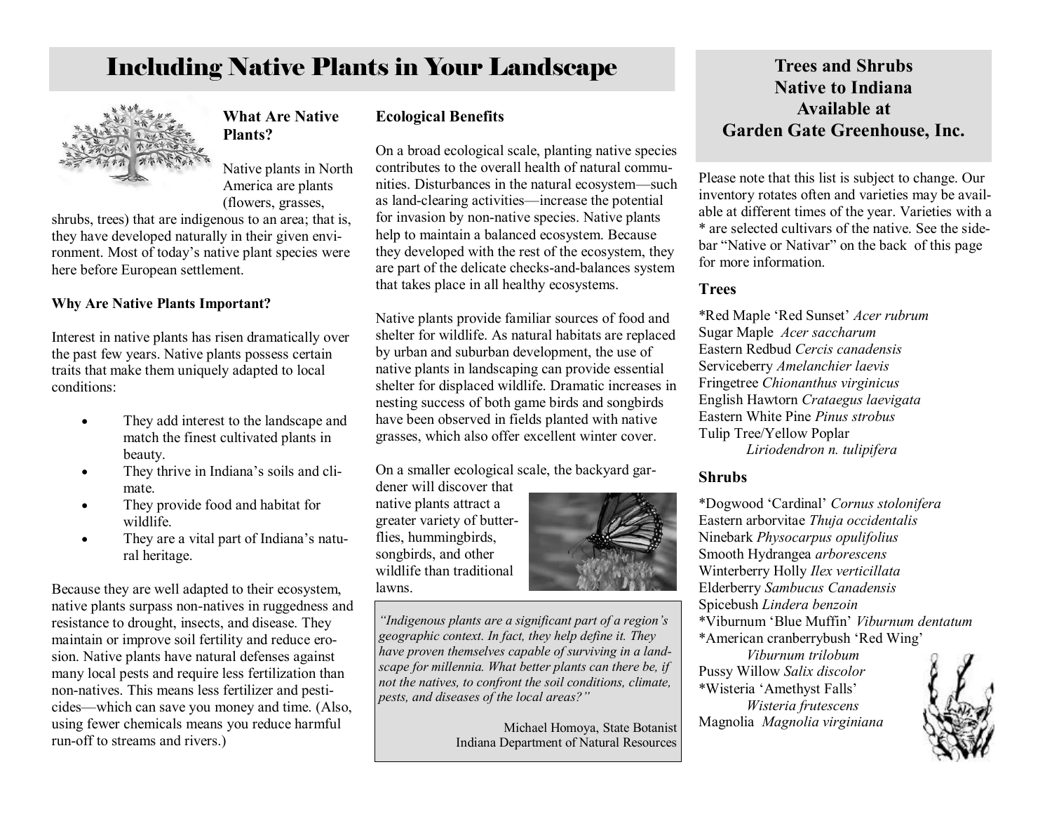# Including Native Plants in Your Landscape

## What Are Native Plants?

Native plants in North America are plants (flowers, grasses, shrubs, trees) that are indigenous to an area; that is, they have developed naturally in their given environment. Most of today's native plant species were here before European settlement.

**Why Are Native Plants Important?**

Interest in native plants has risen dramatically over the past few years. Native plants possess certain traits that make them uniquely adapted to local conditions:

- They add interest to the landscape and match the finest cultivated plants in beauty.
- They thrive in Indiana's soils and climate.
- They provide food and habitat for wildlife.
- They are a vital part of Indiana's natural heritage.

Because they are well adapted to their ecosystem, native plants surpass non-natives in ruggedness and resistance to drought, insects, and disease. They maintain or improve soil fertility and reduce erosion. Native plants have natural defenses against many local pests and require less fertilization than non-natives. This means less fertilizer and pesticides—which can save you money and time. (Also, using fewer chemicals means you reduce harmful run-off to streams and rivers.)

## Ecological Benefits

On a broad ecological scale, planting native species contributes to the overall health of natural communities. Disturbances in the natural ecosystem—such as land-clearing activities—increase the potential for invasion by non-native species. Native plants help to maintain a balanced ecosystem. Because they developed with the rest of the ecosystem, they are part of the delicate checks-and-balances system that takes place in all healthy ecosystems.

Native plants provide familiar sources of food and shelter for wildlife. As natural habitats are replaced by urban and suburban development, the use of native plants in landscaping can provide essential shelter for displaced wildlife. Dramatic increases in nesting success of both game birds and songbirds have been observed in fields planted with native grasses, which also offer excellent winter cover.

On a smaller ecological scale, the backyard gardener will discover that native plants attract a greater variety of butterflies, hummingbirds, songbirds, and other wildlife than traditional lawns.

> *"Indigenous plants are a significant part of a region's geographic context. In fact, they help define it. They have proven themselves capable of surviving in a landscape for millennia. What better plants can there be, if not the natives, to confront the soil conditions, climate, pests, and diseases of the local areas?"*
>
> Michael Homoya, State Botanist
> Indiana Department of Natural Resources

## Trees and Shrubs Native to Indiana Available at Garden Gate Greenhouse, Inc.

Please note that this list is subject to change. Our inventory rotates often and varieties may be available at different times of the year. Varieties with a * are selected cultivars of the native. See the sidebar "Native or Nativar" on the back of this page for more information.

### Trees

*Red Maple 'Red Sunset' *Acer rubrum*
Sugar Maple *Acer saccharum*
Eastern Redbud *Cercis canadensis*
Serviceberry *Amelanchier laevis*
Fringetree *Chionanthus virginicus*
English Hawtorn *Crataegus laevigata*
Eastern White Pine *Pinus strobus*
Tulip Tree/Yellow Poplar *Liriodendron n. tulipifera*

### Shrubs

*Dogwood 'Cardinal' *Cornus stolonifera*
Eastern arborvitae *Thuja occidentalis*
Ninebark *Physocarpus opulifolius*
Smooth Hydrangea *arborescens*
Winterberry Holly *Ilex verticillata*
Elderberry *Sambucus Canadensis*
Spicebush *Lindera benzoin*
*Viburnum 'Blue Muffin' *Viburnum dentatum*
*American cranberrybush 'Red Wing' *Viburnum trilobum*
Pussy Willow *Salix discolor*
*Wisteria 'Amethyst Falls' *Wisteria frutescens*
Magnolia *Magnolia virginiana*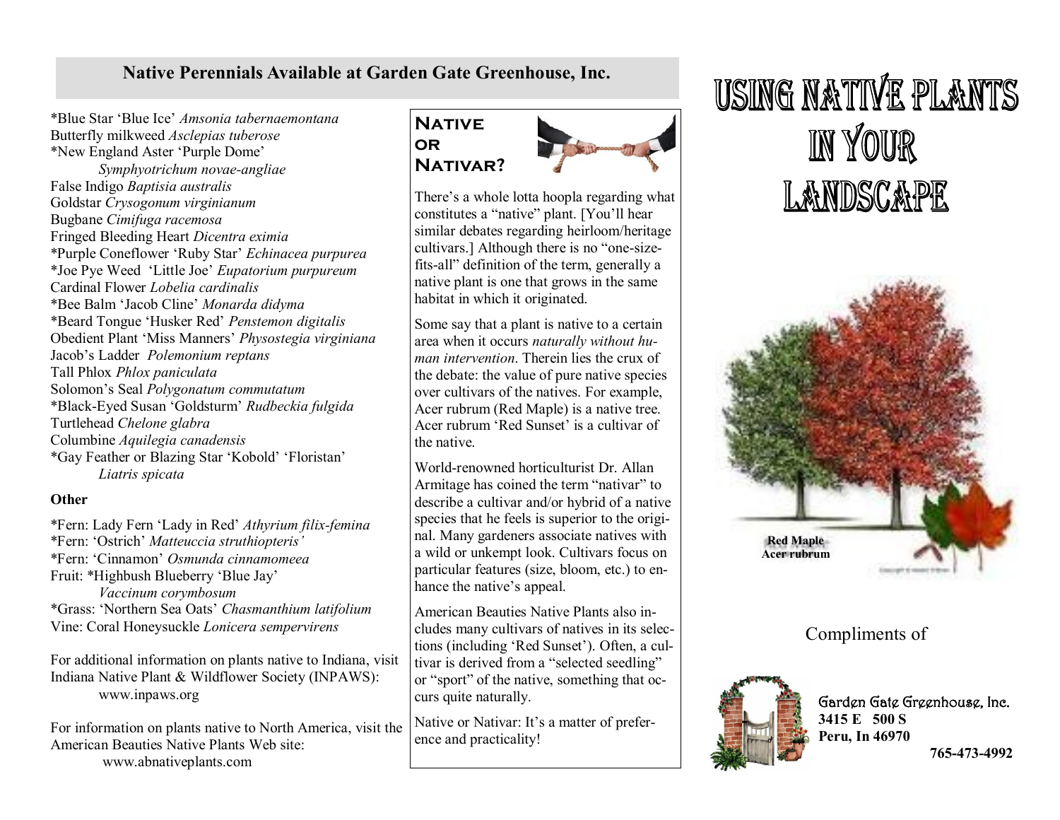## Native Perennials Available at Garden Gate Greenhouse, Inc.

*Blue Star 'Blue Ice' *Amsonia tabernaemontana*
Butterfly milkweed *Asclepias tuberose*
*New England Aster 'Purple Dome' *Symphyotrichum novae-angliae*
False Indigo *Baptisia australis*
Goldstar *Crysogonum virginianum*
Bugbane *Cimifuga racemosa*
Fringed Bleeding Heart *Dicentra eximia*
*Purple Coneflower 'Ruby Star' *Echinacea purpurea*
*Joe Pye Weed 'Little Joe' *Eupatorium purpureum*
Cardinal Flower *Lobelia cardinalis*
*Bee Balm 'Jacob Cline' *Monarda didyma*
*Beard Tongue 'Husker Red' *Penstemon digitalis*
Obedient Plant 'Miss Manners' *Physostegia virginiana*
Jacob's Ladder *Polemonium reptans*
Tall Phlox *Phlox paniculata*
Solomon's Seal *Polygonatum commutatum*
*Black-Eyed Susan 'Goldsturm' *Rudbeckia fulgida*
Turtlehead *Chelone glabra*
Columbine *Aquilegia canadensis*
*Gay Feather or Blazing Star 'Kobold' 'Floristan' *Liatris spicata*

### Other

*Fern: Lady Fern 'Lady in Red' *Athyrium filix-femina*
*Fern: 'Ostrich' *Matteuccia struthiopteris'*
*Fern: 'Cinnamon' *Osmunda cinnamomeea*
Fruit: *Highbush Blueberry 'Blue Jay' *Vaccinum corymbosum*
*Grass: 'Northern Sea Oats' *Chasmanthium latifolium*
Vine: Coral Honeysuckle *Lonicera sempervirens*

For additional information on plants native to Indiana, visit Indiana Native Plant & Wildflower Society (INPAWS): www.inpaws.org

For information on plants native to North America, visit the American Beauties Native Plants Web site: www.abnativeplants.com

## Native or Nativar?

There's a whole lotta hoopla regarding what constitutes a "native" plant. [You'll hear similar debates regarding heirloom/heritage cultivars.] Although there is no "one-size-fits-all" definition of the term, generally a native plant is one that grows in the same habitat in which it originated.

Some say that a plant is native to a certain area when it occurs *naturally without human intervention*. Therein lies the crux of the debate: the value of pure native species over cultivars of the natives. For example, Acer rubrum (Red Maple) is a native tree. Acer rubrum 'Red Sunset' is a cultivar of the native.

World-renowned horticulturist Dr. Allan Armitage has coined the term "nativar" to describe a cultivar and/or hybrid of a native species that he feels is superior to the original. Many gardeners associate natives with a wild or unkempt look. Cultivars focus on particular features (size, bloom, etc.) to enhance the native's appeal.

American Beauties Native Plants also includes many cultivars of natives in its selections (including 'Red Sunset'). Often, a cultivar is derived from a "selected seedling" or "sport" of the native, something that occurs quite naturally.

Native or Nativar: It's a matter of preference and practicality!

# Using Native Plants in Your Landscape

**Red Maple**
**Acer rubrum**

Compliments of

Garden Gate Greenhouse, Inc.
**3415 E 500 S**
**Peru, In 46970**
**765-473-4992**